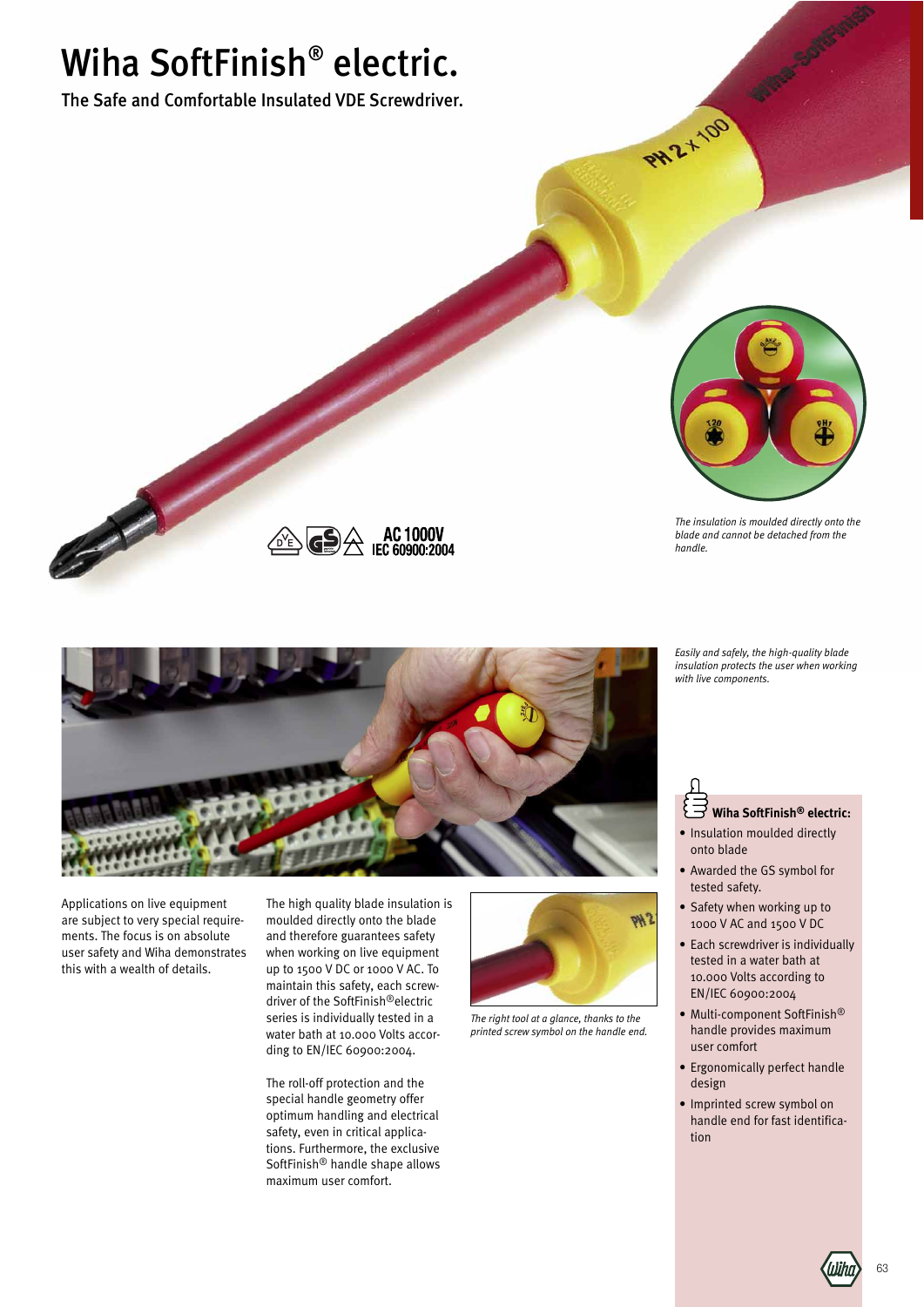# Wiha SoftFinish® electric.

## The Safe and Comfortable Insulated VDE Screwdriver.

AC 1000V
IEC 60900:2004

*The insulation is moulded directly onto the blade and cannot be detached from the handle.*

*Easily and safely, the high-quality blade insulation protects the user when working with live components.*

Applications on live equipment are subject to very special requirements. The focus is on absolute user safety and Wiha demonstrates this with a wealth of details.

The high quality blade insulation is moulded directly onto the blade and therefore guarantees safety when working on live equipment up to 1500 V DC or 1000 V AC. To maintain this safety, each screwdriver of the SoftFinish®electric series is individually tested in a water bath at 10.000 Volts according to EN/IEC 60900:2004.

The roll-off protection and the special handle geometry offer optimum handling and electrical safety, even in critical applications. Furthermore, the exclusive SoftFinish® handle shape allows maximum user comfort.

*The right tool at a glance, thanks to the printed screw symbol on the handle end.*

**Wiha SoftFinish® electric:**

- Insulation moulded directly onto blade
- Awarded the GS symbol for tested safety.
- Safety when working up to 1000 V AC and 1500 V DC
- Each screwdriver is individually tested in a water bath at 10.000 Volts according to EN/IEC 60900:2004
- Multi-component SoftFinish® handle provides maximum user comfort
- Ergonomically perfect handle design
- Imprinted screw symbol on handle end for fast identification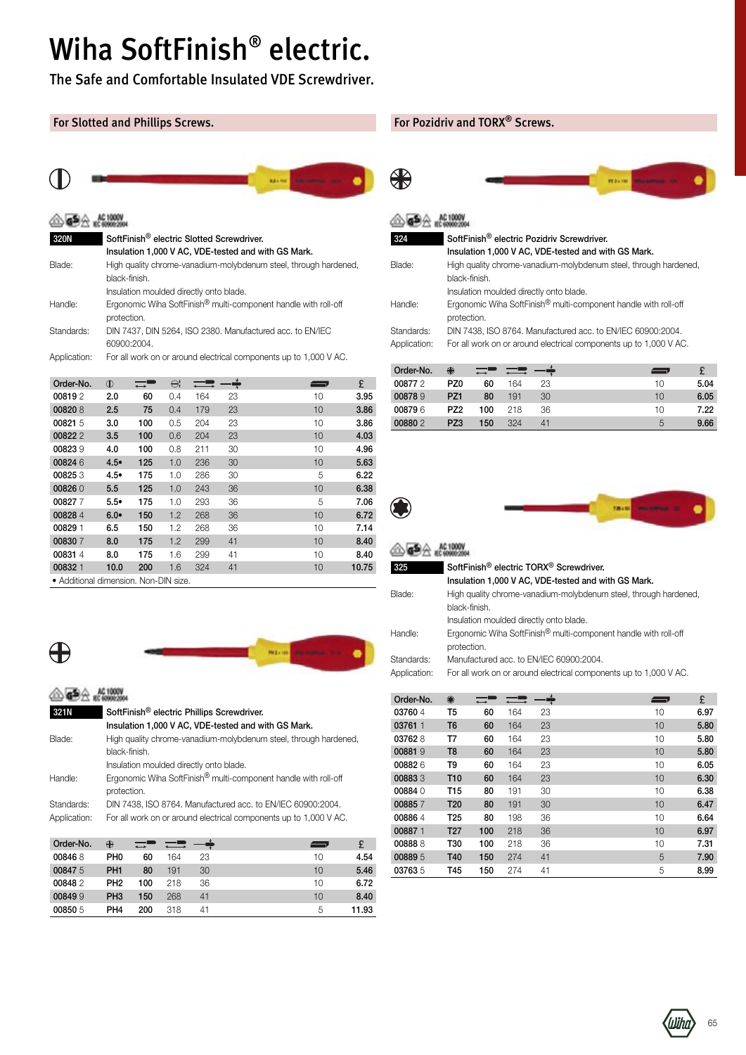# Wiha SoftFinish® electric.

The Safe and Comfortable Insulated VDE Screwdriver.

## For Slotted and Phillips Screws.

AC 1000V IEC 60900:2004

**320N** SoftFinish® electric Slotted Screwdriver.
**Insulation 1,000 V AC, VDE-tested and with GS Mark.**

Blade: High quality chrome-vanadium-molybdenum steel, through hardened, black-finish. Insulation moulded directly onto blade.
Handle: Ergonomic Wiha SoftFinish® multi-component handle with roll-off protection.
Standards: DIN 7437, DIN 5264, ISO 2380. Manufactured acc. to EN/IEC 60900:2004.
Application: For all work on or around electrical components up to 1,000 V AC.

| Order-No. | | | | | | | £ |
|---|---|---|---|---|---|---|---|
| 00819 2 | 2.0 | 60 | 0.4 | 164 | 23 | 10 | 3.95 |
| 00820 8 | 2.5 | 75 | 0.4 | 179 | 23 | 10 | 3.86 |
| 00821 5 | 3.0 | 100 | 0.5 | 204 | 23 | 10 | 3.86 |
| 00822 2 | 3.5 | 100 | 0.6 | 204 | 23 | 10 | 4.03 |
| 00823 9 | 4.0 | 100 | 0.8 | 211 | 30 | 10 | 4.96 |
| 00824 6 | 4.5• | 125 | 1.0 | 236 | 30 | 10 | 5.63 |
| 00825 3 | 4.5• | 175 | 1.0 | 286 | 30 | 5 | 6.22 |
| 00826 0 | 5.5 | 125 | 1.0 | 243 | 36 | 10 | 6.38 |
| 00827 7 | 5.5• | 175 | 1.0 | 293 | 36 | 5 | 7.06 |
| 00828 4 | 6.0• | 150 | 1.2 | 268 | 36 | 10 | 6.72 |
| 00829 1 | 6.5 | 150 | 1.2 | 268 | 36 | 10 | 7.14 |
| 00830 7 | 8.0 | 175 | 1.2 | 299 | 41 | 10 | 8.40 |
| 00831 4 | 8.0 | 175 | 1.6 | 299 | 41 | 10 | 8.40 |
| 00832 1 | 10.0 | 200 | 1.6 | 324 | 41 | 10 | 10.75 |

• Additional dimension. Non-DIN size.

AC 1000V IEC 60900:2004

**321N** SoftFinish® electric Phillips Screwdriver.
**Insulation 1,000 V AC, VDE-tested and with GS Mark.**

Blade: High quality chrome-vanadium-molybdenum steel, through hardened, black-finish. Insulation moulded directly onto blade.
Handle: Ergonomic Wiha SoftFinish® multi-component handle with roll-off protection.
Standards: DIN 7438, ISO 8764. Manufactured acc. to EN/IEC 60900:2004.
Application: For all work on or around electrical components up to 1,000 V AC.

| Order-No. | | | | | | £ |
|---|---|---|---|---|---|---|
| 00846 8 | PH0 | 60 | 164 | 23 | 10 | 4.54 |
| 00847 5 | PH1 | 80 | 191 | 30 | 10 | 5.46 |
| 00848 2 | PH2 | 100 | 218 | 36 | 10 | 6.72 |
| 00849 9 | PH3 | 150 | 268 | 41 | 10 | 8.40 |
| 00850 5 | PH4 | 200 | 318 | 41 | 5 | 11.93 |

## For Pozidriv and TORX® Screws.

AC 1000V IEC 60900:2004

**324** SoftFinish® electric Pozidriv Screwdriver.
**Insulation 1,000 V AC, VDE-tested and with GS Mark.**

Blade: High quality chrome-vanadium-molybdenum steel, through hardened, black-finish. Insulation moulded directly onto blade.
Handle: Ergonomic Wiha SoftFinish® multi-component handle with roll-off protection.
Standards: DIN 7438, ISO 8764. Manufactured acc. to EN/IEC 60900:2004.
Application: For all work on or around electrical components up to 1,000 V AC.

| Order-No. | | | | | | £ |
|---|---|---|---|---|---|---|
| 00877 2 | PZ0 | 60 | 164 | 23 | 10 | 5.04 |
| 00878 9 | PZ1 | 80 | 191 | 30 | 10 | 6.05 |
| 00879 6 | PZ2 | 100 | 218 | 36 | 10 | 7.22 |
| 00880 2 | PZ3 | 150 | 324 | 41 | 5 | 9.66 |

AC 1000V IEC 60900:2004

**325** SoftFinish® electric TORX® Screwdriver.
**Insulation 1,000 V AC, VDE-tested and with GS Mark.**

Blade: High quality chrome-vanadium-molybdenum steel, through hardened, black-finish. Insulation moulded directly onto blade.
Handle: Ergonomic Wiha SoftFinish® multi-component handle with roll-off protection.
Standards: Manufactured acc. to EN/IEC 60900:2004.
Application: For all work on or around electrical components up to 1,000 V AC.

| Order-No. | | | | | | £ |
|---|---|---|---|---|---|---|
| 03760 4 | T5 | 60 | 164 | 23 | 10 | 6.97 |
| 03761 1 | T6 | 60 | 164 | 23 | 10 | 5.80 |
| 03762 8 | T7 | 60 | 164 | 23 | 10 | 5.80 |
| 00881 9 | T8 | 60 | 164 | 23 | 10 | 5.80 |
| 00882 6 | T9 | 60 | 164 | 23 | 10 | 6.05 |
| 00883 3 | T10 | 60 | 164 | 23 | 10 | 6.30 |
| 00884 0 | T15 | 80 | 191 | 30 | 10 | 6.38 |
| 00885 7 | T20 | 80 | 191 | 30 | 10 | 6.47 |
| 00886 4 | T25 | 80 | 198 | 36 | 10 | 6.64 |
| 00887 1 | T27 | 100 | 218 | 36 | 10 | 6.97 |
| 00888 8 | T30 | 100 | 218 | 36 | 10 | 7.31 |
| 00889 5 | T40 | 150 | 274 | 41 | 5 | 7.90 |
| 03763 5 | T45 | 150 | 274 | 41 | 5 | 8.99 |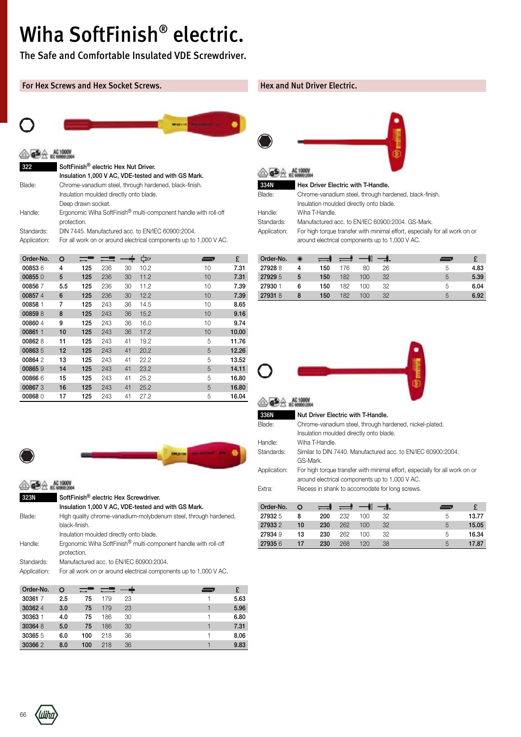# Wiha SoftFinish® electric.

The Safe and Comfortable Insulated VDE Screwdriver.

## For Hex Screws and Hex Socket Screws.

AC 1000V IEC 60900:2004

**322** SoftFinish® electric Hex Nut Driver.
Insulation 1,000 V AC, VDE-tested and with GS Mark.

Blade: Chrome-vanadium steel, through hardened, black-finish. Insulation moulded directly onto blade. Deep drawn socket.
Handle: Ergonomic Wiha SoftFinish® multi-component handle with roll-off protection.
Standards: DIN 7445. Manufactured acc. to EN/IEC 60900:2004.
Application: For all work on or around electrical components up to 1,000 V AC.

| Order-No. | | | | | | | £ |
|---|---|---|---|---|---|---|---|
| 00853 6 | 4 | 125 | 236 | 30 | 10.2 | 10 | 7.31 |
| 00855 0 | 5 | 125 | 236 | 30 | 11.2 | 10 | 7.31 |
| 00856 7 | 5.5 | 125 | 236 | 30 | 11.2 | 10 | 7.39 |
| 00857 4 | 6 | 125 | 236 | 30 | 12.2 | 10 | 7.39 |
| 00858 1 | 7 | 125 | 243 | 36 | 14.5 | 10 | 8.65 |
| 00859 8 | 8 | 125 | 243 | 36 | 15.2 | 10 | 9.16 |
| 00860 4 | 9 | 125 | 243 | 36 | 16.0 | 10 | 9.74 |
| 00861 1 | 10 | 125 | 243 | 36 | 17.2 | 10 | 10.00 |
| 00862 8 | 11 | 125 | 243 | 41 | 19.2 | 5 | 11.76 |
| 00863 5 | 12 | 125 | 243 | 41 | 20.2 | 5 | 12.26 |
| 00864 2 | 13 | 125 | 243 | 41 | 22.2 | 5 | 13.52 |
| 00865 9 | 14 | 125 | 243 | 41 | 23.2 | 5 | 14.11 |
| 00866 6 | 15 | 125 | 243 | 41 | 25.2 | 5 | 16.80 |
| 00867 3 | 16 | 125 | 243 | 41 | 25.2 | 5 | 16.80 |
| 00868 0 | 17 | 125 | 243 | 41 | 27.2 | 5 | 16.04 |

AC 1000V IEC 60900:2004

**323N** SoftFinish® electric Hex Screwdriver.
Insulation 1,000 V AC, VDE-tested and with GS Mark.

Blade: High quality chrome-vanadium-molybdenum steel, through hardened, black-finish. Insulation moulded directly onto blade.
Handle: Ergonomic Wiha SoftFinish® multi-component handle with roll-off protection.
Standards: Manufactured acc. to EN/IEC 60900:2004.
Application: For all work on or around electrical components up to 1,000 V AC.

| Order-No. | | | | | | £ |
|---|---|---|---|---|---|---|
| 30361 7 | 2.5 | 75 | 179 | 23 | 1 | 5.63 |
| 30362 4 | 3.0 | 75 | 179 | 23 | 1 | 5.96 |
| 30363 1 | 4.0 | 75 | 186 | 30 | 1 | 6.80 |
| 30364 8 | 5.0 | 75 | 186 | 30 | 1 | 7.31 |
| 30365 5 | 6.0 | 100 | 218 | 36 | 1 | 8.06 |
| 30366 2 | 8.0 | 100 | 218 | 36 | 1 | 9.83 |

## Hex and Nut Driver Electric.

AC 1000V IEC 60900:2004

**334N** Hex Driver Electric with T-Handle.

Blade: Chrome-vanadium steel, through hardened, black-finish. Insulation moulded directly onto blade.
Handle: Wiha T-Handle.
Standards: Manufactured acc. to EN/IEC 60900:2004. GS-Mark.
Application: For high torque transfer with minimal effort, especially for all work on or around electrical components up to 1,000 V AC.

| Order-No. | | | | | | | £ |
|---|---|---|---|---|---|---|---|
| 27928 8 | 4 | 150 | 176 | 80 | 26 | 5 | 4.83 |
| 27929 5 | 5 | 150 | 182 | 100 | 32 | 5 | 5.39 |
| 27930 1 | 6 | 150 | 182 | 100 | 32 | 5 | 6.04 |
| 27931 8 | 8 | 150 | 182 | 100 | 32 | 5 | 6.92 |

AC 1000V IEC 60900:2004

**336N** Nut Driver Electric with T-Handle.

Blade: Chrome-vanadium steel, through hardened, nickel-plated. Insulation moulded directly onto blade.
Handle: Wiha T-Handle.
Standards: Similar to DIN 7440. Manufactured acc. to EN/IEC 60900:2004. GS-Mark.
Application: For high torque transfer with minimal effort, especially for all work on or around electrical components up to 1,000 V AC.
Extra: Recess in shank to accomodate for long screws.

| Order-No. | | | | | | | £ |
|---|---|---|---|---|---|---|---|
| 27932 5 | 8 | 200 | 232 | 100 | 32 | 5 | 13.77 |
| 27933 2 | 10 | 230 | 262 | 100 | 32 | 5 | 15.05 |
| 27934 9 | 13 | 230 | 262 | 100 | 32 | 5 | 16.34 |
| 27935 6 | 17 | 230 | 268 | 120 | 38 | 5 | 17.87 |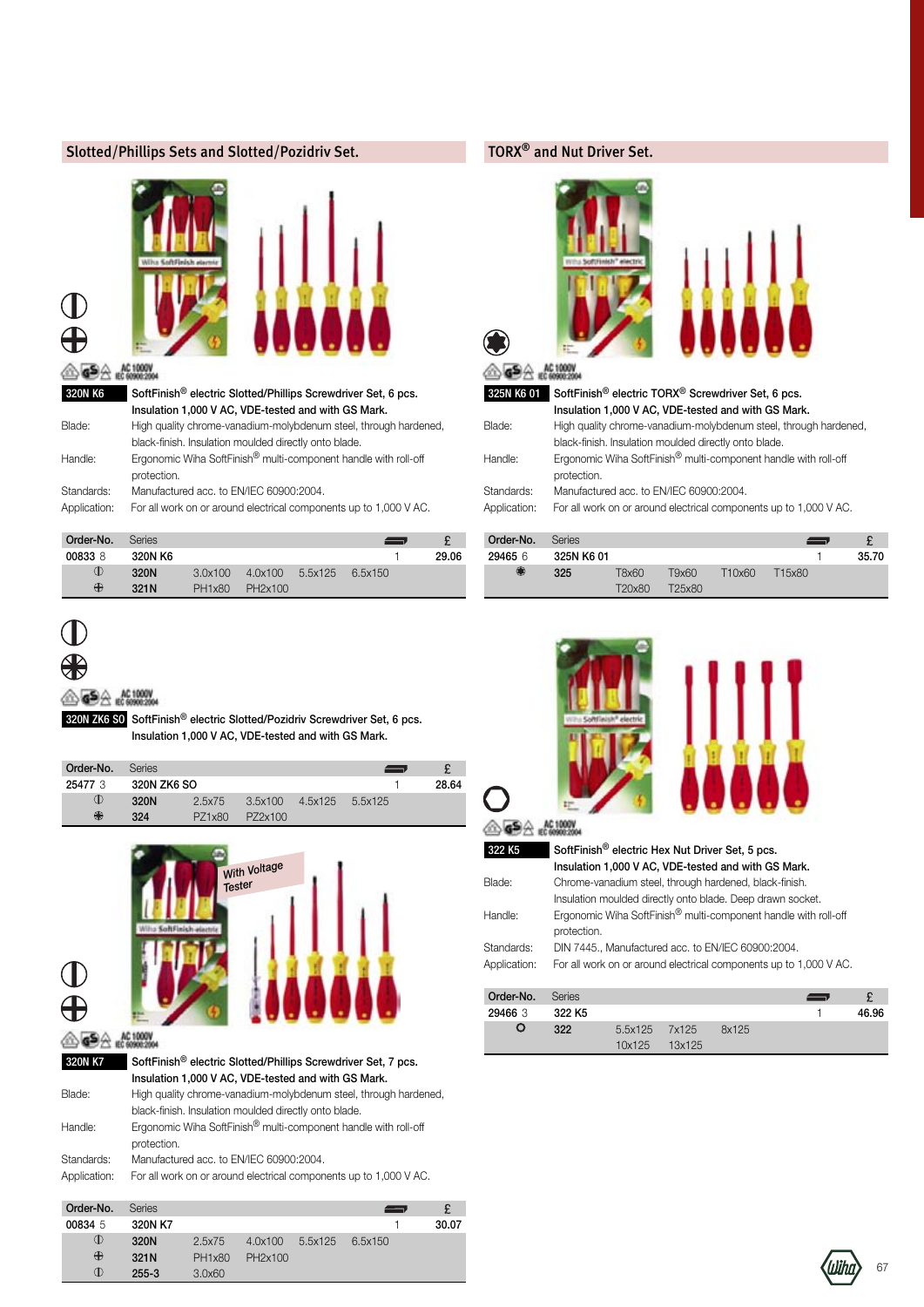## Slotted/Phillips Sets and Slotted/Pozidriv Set.

AC 1000V IEC 60900:2004

**320N K6** SoftFinish® electric Slotted/Phillips Screwdriver Set, 6 pcs.
**Insulation 1,000 V AC, VDE-tested and with GS Mark.**

Blade: High quality chrome-vanadium-molybdenum steel, through hardened, black-finish. Insulation moulded directly onto blade.
Handle: Ergonomic Wiha SoftFinish® multi-component handle with roll-off protection.
Standards: Manufactured acc. to EN/IEC 60900:2004.
Application: For all work on or around electrical components up to 1,000 V AC.

| Order-No. | Series | | | | | | £ |
|---|---|---|---|---|---|---|---|
| 00833 8 | 320N K6 | | | | | 1 | 29.06 |
| ⦶ | 320N | 3.0x100 | 4.0x100 | 5.5x125 | 6.5x150 | | |
| ⊕ | 321N | PH1x80 | PH2x100 | | | | |

AC 1000V IEC 60900:2004

**320N ZK6 SO** SoftFinish® electric Slotted/Pozidriv Screwdriver Set, 6 pcs.
**Insulation 1,000 V AC, VDE-tested and with GS Mark.**

| Order-No. | Series | | | | | | £ |
|---|---|---|---|---|---|---|---|
| 25477 3 | 320N ZK6 SO | | | | | 1 | 28.64 |
| ⦶ | 320N | 2.5x75 | 3.5x100 | 4.5x125 | 5.5x125 | | |
| ✳ | 324 | PZ1x80 | PZ2x100 | | | | |

With Voltage Tester

AC 1000V IEC 60900:2004

**320N K7** SoftFinish® electric Slotted/Phillips Screwdriver Set, 7 pcs.
**Insulation 1,000 V AC, VDE-tested and with GS Mark.**

Blade: High quality chrome-vanadium-molybdenum steel, through hardened, black-finish. Insulation moulded directly onto blade.
Handle: Ergonomic Wiha SoftFinish® multi-component handle with roll-off protection.
Standards: Manufactured acc. to EN/IEC 60900:2004.
Application: For all work on or around electrical components up to 1,000 V AC.

| Order-No. | Series | | | | | | £ |
|---|---|---|---|---|---|---|---|
| 00834 5 | 320N K7 | | | | | 1 | 30.07 |
| ⦶ | 320N | 2.5x75 | 4.0x100 | 5.5x125 | 6.5x150 | | |
| ⊕ | 321N | PH1x80 | PH2x100 | | | | |
| ⦶ | 255-3 | 3.0x60 | | | | | |

## TORX® and Nut Driver Set.

AC 1000V IEC 60900:2004

**325N K6 01** SoftFinish® electric TORX® Screwdriver Set, 6 pcs.
**Insulation 1,000 V AC, VDE-tested and with GS Mark.**

Blade: High quality chrome-vanadium-molybdenum steel, through hardened, black-finish. Insulation moulded directly onto blade.
Handle: Ergonomic Wiha SoftFinish® multi-component handle with roll-off protection.
Standards: Manufactured acc. to EN/IEC 60900:2004.
Application: For all work on or around electrical components up to 1,000 V AC.

| Order-No. | Series | | | | | | £ |
|---|---|---|---|---|---|---|---|
| 29465 6 | 325N K6 01 | | | | | 1 | 35.70 |
| ✱ | 325 | T8x60 | T9x60 | T10x60 | T15x80 | | |
| | | T20x80 | T25x80 | | | | |

AC 1000V IEC 60900:2004

**322 K5** SoftFinish® electric Hex Nut Driver Set, 5 pcs.
**Insulation 1,000 V AC, VDE-tested and with GS Mark.**

Blade: Chrome-vanadium steel, through hardened, black-finish. Insulation moulded directly onto blade. Deep drawn socket.
Handle: Ergonomic Wiha SoftFinish® multi-component handle with roll-off protection.
Standards: DIN 7445., Manufactured acc. to EN/IEC 60900:2004.
Application: For all work on or around electrical components up to 1,000 V AC.

| Order-No. | Series | | | | | £ |
|---|---|---|---|---|---|---|
| 29466 3 | 322 K5 | | | | 1 | 46.96 |
| ⬡ | 322 | 5.5x125 | 7x125 | 8x125 | | |
| | | 10x125 | 13x125 | | | |